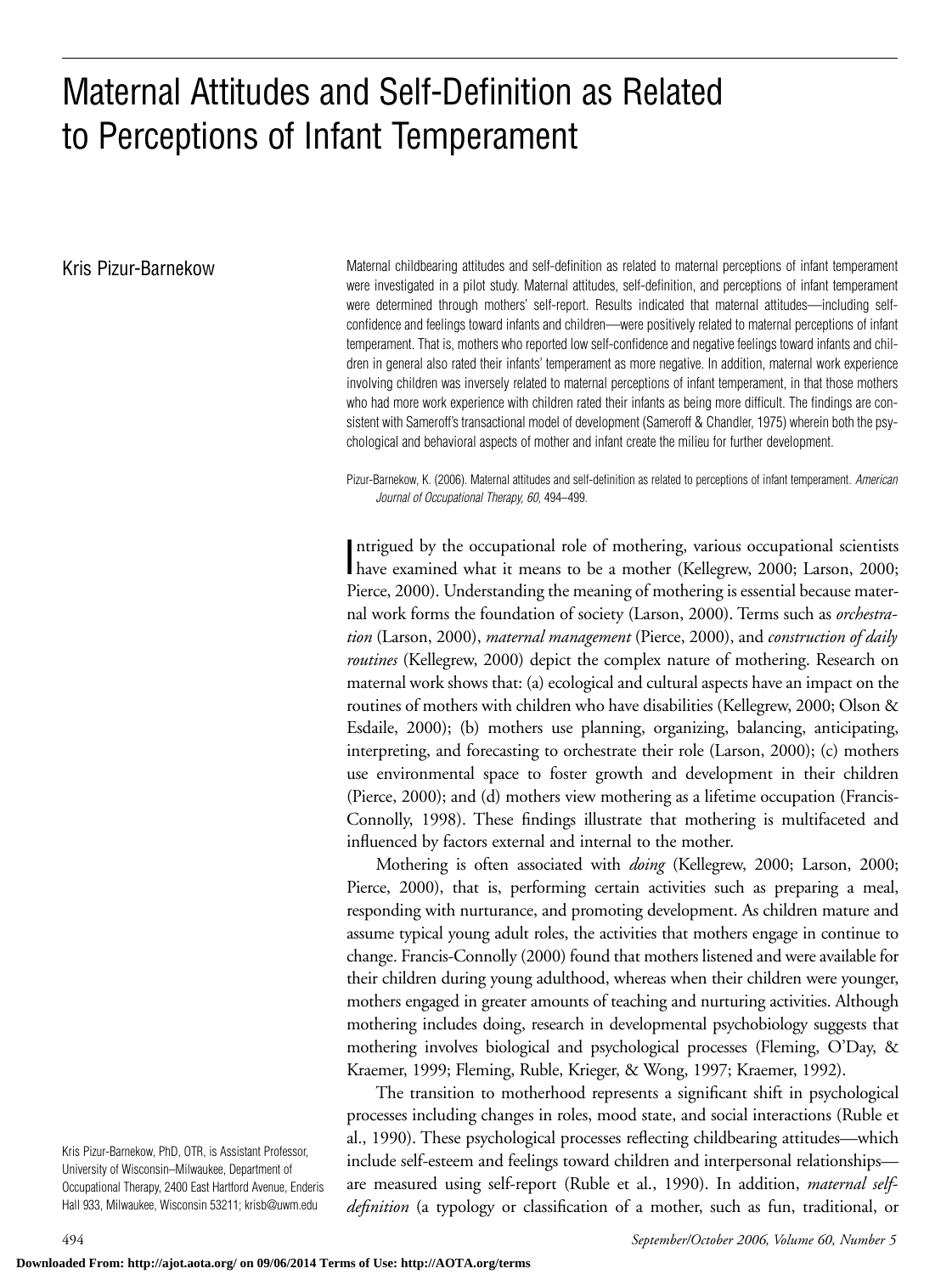# Maternal Attitudes and Self-Definition as Related to Perceptions of Infant Temperament

Kris Pizur-Barnekow

Maternal childbearing attitudes and self-definition as related to maternal perceptions of infant temperament were investigated in a pilot study. Maternal attitudes, self-definition, and perceptions of infant temperament were determined through mothers' self-report. Results indicated that maternal attitudes—including self-confidence and feelings toward infants and children—were positively related to maternal perceptions of infant temperament. That is, mothers who reported low self-confidence and negative feelings toward infants and children in general also rated their infants' temperament as more negative. In addition, maternal work experience involving children was inversely related to maternal perceptions of infant temperament, in that those mothers who had more work experience with children rated their infants as being more difficult. The findings are consistent with Sameroff's transactional model of development (Sameroff & Chandler, 1975) wherein both the psychological and behavioral aspects of mother and infant create the milieu for further development.

Pizur-Barnekow, K. (2006). Maternal attitudes and self-definition as related to perceptions of infant temperament. *American Journal of Occupational Therapy, 60,* 494–499.

Intrigued by the occupational role of mothering, various occupational scientists have examined what it means to be a mother (Kellegrew, 2000; Larson, 2000; Pierce, 2000). Understanding the meaning of mothering is essential because maternal work forms the foundation of society (Larson, 2000). Terms such as *orchestration* (Larson, 2000), *maternal management* (Pierce, 2000), and *construction of daily routines* (Kellegrew, 2000) depict the complex nature of mothering. Research on maternal work shows that: (a) ecological and cultural aspects have an impact on the routines of mothers with children who have disabilities (Kellegrew, 2000; Olson & Esdaile, 2000); (b) mothers use planning, organizing, balancing, anticipating, interpreting, and forecasting to orchestrate their role (Larson, 2000); (c) mothers use environmental space to foster growth and development in their children (Pierce, 2000); and (d) mothers view mothering as a lifetime occupation (Francis-Connolly, 1998). These findings illustrate that mothering is multifaceted and influenced by factors external and internal to the mother.

Mothering is often associated with *doing* (Kellegrew, 2000; Larson, 2000; Pierce, 2000), that is, performing certain activities such as preparing a meal, responding with nurturance, and promoting development. As children mature and assume typical young adult roles, the activities that mothers engage in continue to change. Francis-Connolly (2000) found that mothers listened and were available for their children during young adulthood, whereas when their children were younger, mothers engaged in greater amounts of teaching and nurturing activities. Although mothering includes doing, research in developmental psychobiology suggests that mothering involves biological and psychological processes (Fleming, O'Day, & Kraemer, 1999; Fleming, Ruble, Krieger, & Wong, 1997; Kraemer, 1992).

The transition to motherhood represents a significant shift in psychological processes including changes in roles, mood state, and social interactions (Ruble et al., 1990). These psychological processes reflecting childbearing attitudes—which include self-esteem and feelings toward children and interpersonal relationships—are measured using self-report (Ruble et al., 1990). In addition, *maternal self-definition* (a typology or classification of a mother, such as fun, traditional, or

Kris Pizur-Barnekow, PhD, OTR, is Assistant Professor, University of Wisconsin–Milwaukee, Department of Occupational Therapy, 2400 East Hartford Avenue, Enderis Hall 933, Milwaukee, Wisconsin 53211; krisb@uwm.edu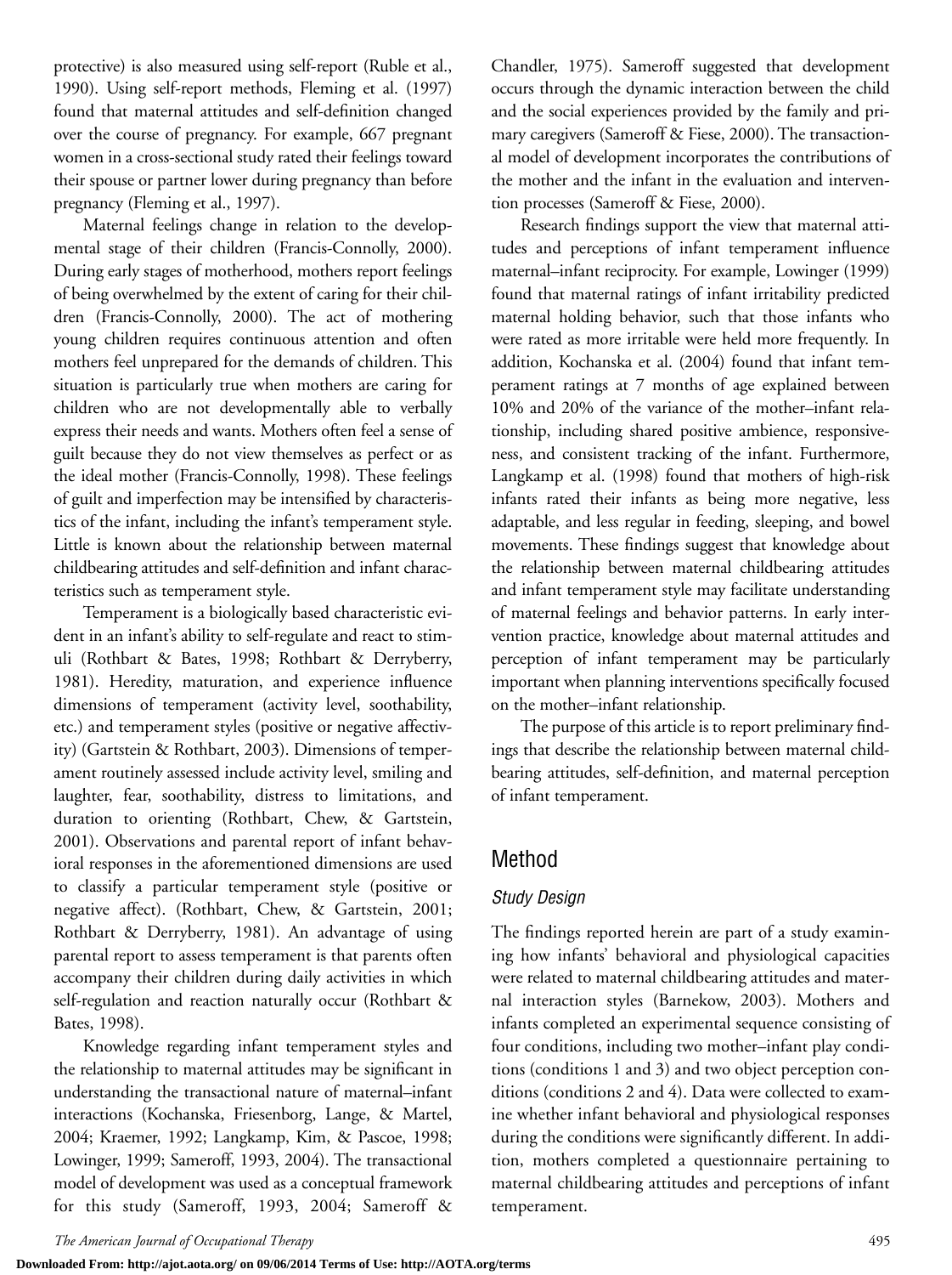protective) is also measured using self-report (Ruble et al., 1990). Using self-report methods, Fleming et al. (1997) found that maternal attitudes and self-definition changed over the course of pregnancy. For example, 667 pregnant women in a cross-sectional study rated their feelings toward their spouse or partner lower during pregnancy than before pregnancy (Fleming et al., 1997).

Maternal feelings change in relation to the developmental stage of their children (Francis-Connolly, 2000). During early stages of motherhood, mothers report feelings of being overwhelmed by the extent of caring for their children (Francis-Connolly, 2000). The act of mothering young children requires continuous attention and often mothers feel unprepared for the demands of children. This situation is particularly true when mothers are caring for children who are not developmentally able to verbally express their needs and wants. Mothers often feel a sense of guilt because they do not view themselves as perfect or as the ideal mother (Francis-Connolly, 1998). These feelings of guilt and imperfection may be intensified by characteristics of the infant, including the infant's temperament style. Little is known about the relationship between maternal childbearing attitudes and self-definition and infant characteristics such as temperament style.

Temperament is a biologically based characteristic evident in an infant's ability to self-regulate and react to stimuli (Rothbart & Bates, 1998; Rothbart & Derryberry, 1981). Heredity, maturation, and experience influence dimensions of temperament (activity level, soothability, etc.) and temperament styles (positive or negative affectivity) (Gartstein & Rothbart, 2003). Dimensions of temperament routinely assessed include activity level, smiling and laughter, fear, soothability, distress to limitations, and duration to orienting (Rothbart, Chew, & Gartstein, 2001). Observations and parental report of infant behavioral responses in the aforementioned dimensions are used to classify a particular temperament style (positive or negative affect). (Rothbart, Chew, & Gartstein, 2001; Rothbart & Derryberry, 1981). An advantage of using parental report to assess temperament is that parents often accompany their children during daily activities in which self-regulation and reaction naturally occur (Rothbart & Bates, 1998).

Knowledge regarding infant temperament styles and the relationship to maternal attitudes may be significant in understanding the transactional nature of maternal–infant interactions (Kochanska, Friesenborg, Lange, & Martel, 2004; Kraemer, 1992; Langkamp, Kim, & Pascoe, 1998; Lowinger, 1999; Sameroff, 1993, 2004). The transactional model of development was used as a conceptual framework for this study (Sameroff, 1993, 2004; Sameroff & Chandler, 1975). Sameroff suggested that development occurs through the dynamic interaction between the child and the social experiences provided by the family and primary caregivers (Sameroff & Fiese, 2000). The transactional model of development incorporates the contributions of the mother and the infant in the evaluation and intervention processes (Sameroff & Fiese, 2000).

Research findings support the view that maternal attitudes and perceptions of infant temperament influence maternal–infant reciprocity. For example, Lowinger (1999) found that maternal ratings of infant irritability predicted maternal holding behavior, such that those infants who were rated as more irritable were held more frequently. In addition, Kochanska et al. (2004) found that infant temperament ratings at 7 months of age explained between 10% and 20% of the variance of the mother–infant relationship, including shared positive ambience, responsiveness, and consistent tracking of the infant. Furthermore, Langkamp et al. (1998) found that mothers of high-risk infants rated their infants as being more negative, less adaptable, and less regular in feeding, sleeping, and bowel movements. These findings suggest that knowledge about the relationship between maternal childbearing attitudes and infant temperament style may facilitate understanding of maternal feelings and behavior patterns. In early intervention practice, knowledge about maternal attitudes and perception of infant temperament may be particularly important when planning interventions specifically focused on the mother–infant relationship.

The purpose of this article is to report preliminary findings that describe the relationship between maternal childbearing attitudes, self-definition, and maternal perception of infant temperament.

## Method

### *Study Design*

The findings reported herein are part of a study examining how infants' behavioral and physiological capacities were related to maternal childbearing attitudes and maternal interaction styles (Barnekow, 2003). Mothers and infants completed an experimental sequence consisting of four conditions, including two mother–infant play conditions (conditions 1 and 3) and two object perception conditions (conditions 2 and 4). Data were collected to examine whether infant behavioral and physiological responses during the conditions were significantly different. In addition, mothers completed a questionnaire pertaining to maternal childbearing attitudes and perceptions of infant temperament.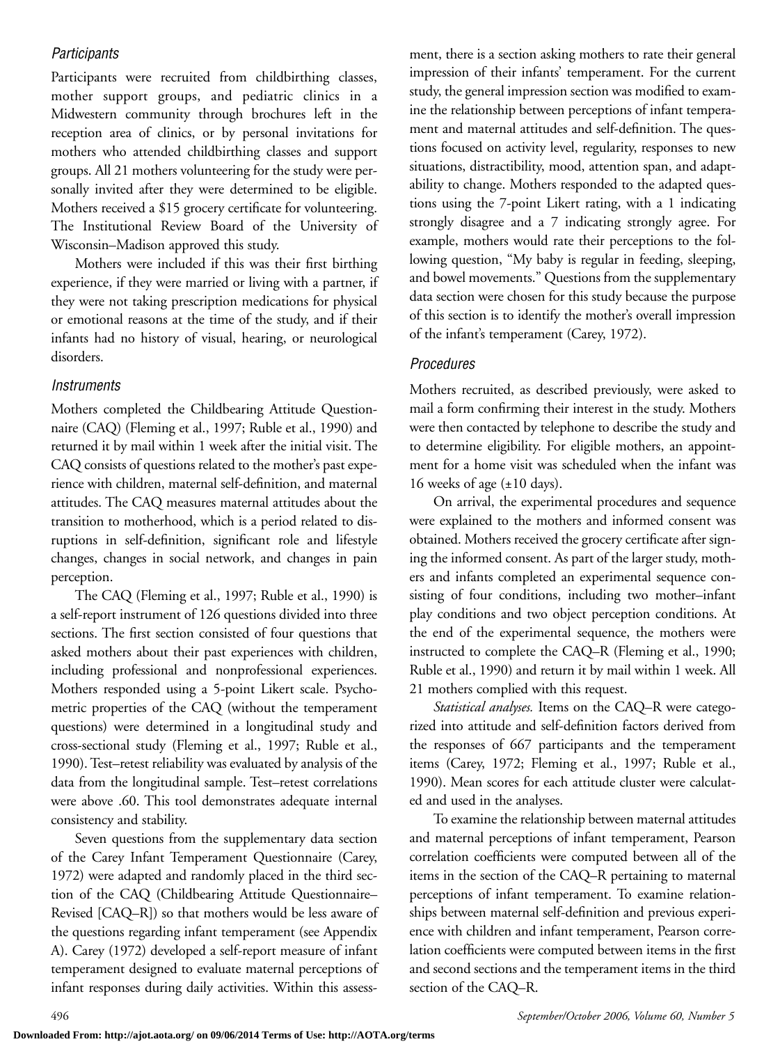### Participants

Participants were recruited from childbirthing classes, mother support groups, and pediatric clinics in a Midwestern community through brochures left in the reception area of clinics, or by personal invitations for mothers who attended childbirthing classes and support groups. All 21 mothers volunteering for the study were personally invited after they were determined to be eligible. Mothers received a $15 grocery certificate for volunteering. The Institutional Review Board of the University of Wisconsin–Madison approved this study.

Mothers were included if this was their first birthing experience, if they were married or living with a partner, if they were not taking prescription medications for physical or emotional reasons at the time of the study, and if their infants had no history of visual, hearing, or neurological disorders.

### Instruments

Mothers completed the Childbearing Attitude Questionnaire (CAQ) (Fleming et al., 1997; Ruble et al., 1990) and returned it by mail within 1 week after the initial visit. The CAQ consists of questions related to the mother's past experience with children, maternal self-definition, and maternal attitudes. The CAQ measures maternal attitudes about the transition to motherhood, which is a period related to disruptions in self-definition, significant role and lifestyle changes, changes in social network, and changes in pain perception.

The CAQ (Fleming et al., 1997; Ruble et al., 1990) is a self-report instrument of 126 questions divided into three sections. The first section consisted of four questions that asked mothers about their past experiences with children, including professional and nonprofessional experiences. Mothers responded using a 5-point Likert scale. Psychometric properties of the CAQ (without the temperament questions) were determined in a longitudinal study and cross-sectional study (Fleming et al., 1997; Ruble et al., 1990). Test–retest reliability was evaluated by analysis of the data from the longitudinal sample. Test–retest correlations were above .60. This tool demonstrates adequate internal consistency and stability.

Seven questions from the supplementary data section of the Carey Infant Temperament Questionnaire (Carey, 1972) were adapted and randomly placed in the third section of the CAQ (Childbearing Attitude Questionnaire–Revised [CAQ–R]) so that mothers would be less aware of the questions regarding infant temperament (see Appendix A). Carey (1972) developed a self-report measure of infant temperament designed to evaluate maternal perceptions of infant responses during daily activities. Within this assessment, there is a section asking mothers to rate their general impression of their infants' temperament. For the current study, the general impression section was modified to examine the relationship between perceptions of infant temperament and maternal attitudes and self-definition. The questions focused on activity level, regularity, responses to new situations, distractibility, mood, attention span, and adaptability to change. Mothers responded to the adapted questions using the 7-point Likert rating, with a 1 indicating strongly disagree and a 7 indicating strongly agree. For example, mothers would rate their perceptions to the following question, "My baby is regular in feeding, sleeping, and bowel movements." Questions from the supplementary data section were chosen for this study because the purpose of this section is to identify the mother's overall impression of the infant's temperament (Carey, 1972).

### Procedures

Mothers recruited, as described previously, were asked to mail a form confirming their interest in the study. Mothers were then contacted by telephone to describe the study and to determine eligibility. For eligible mothers, an appointment for a home visit was scheduled when the infant was 16 weeks of age (±10 days).

On arrival, the experimental procedures and sequence were explained to the mothers and informed consent was obtained. Mothers received the grocery certificate after signing the informed consent. As part of the larger study, mothers and infants completed an experimental sequence consisting of four conditions, including two mother–infant play conditions and two object perception conditions. At the end of the experimental sequence, the mothers were instructed to complete the CAQ–R (Fleming et al., 1990; Ruble et al., 1990) and return it by mail within 1 week. All 21 mothers complied with this request.

*Statistical analyses.* Items on the CAQ–R were categorized into attitude and self-definition factors derived from the responses of 667 participants and the temperament items (Carey, 1972; Fleming et al., 1997; Ruble et al., 1990). Mean scores for each attitude cluster were calculated and used in the analyses.

To examine the relationship between maternal attitudes and maternal perceptions of infant temperament, Pearson correlation coefficients were computed between all of the items in the section of the CAQ–R pertaining to maternal perceptions of infant temperament. To examine relationships between maternal self-definition and previous experience with children and infant temperament, Pearson correlation coefficients were computed between items in the first and second sections and the temperament items in the third section of the CAQ–R.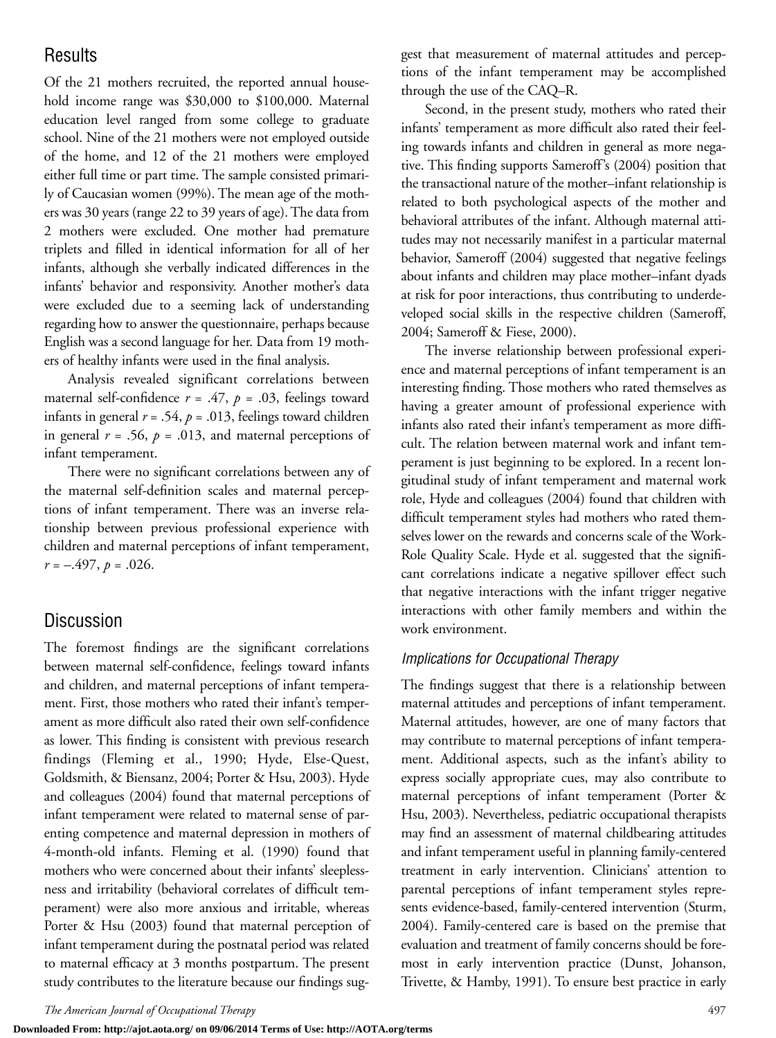## Results

Of the 21 mothers recruited, the reported annual household income range was $30,000 to $100,000. Maternal education level ranged from some college to graduate school. Nine of the 21 mothers were not employed outside of the home, and 12 of the 21 mothers were employed either full time or part time. The sample consisted primarily of Caucasian women (99%). The mean age of the mothers was 30 years (range 22 to 39 years of age). The data from 2 mothers were excluded. One mother had premature triplets and filled in identical information for all of her infants, although she verbally indicated differences in the infants' behavior and responsivity. Another mother's data were excluded due to a seeming lack of understanding regarding how to answer the questionnaire, perhaps because English was a second language for her. Data from 19 mothers of healthy infants were used in the final analysis.

Analysis revealed significant correlations between maternal self-confidence $r = .47$, $p = .03$, feelings toward infants in general $r = .54$, $p = .013$, feelings toward children in general $r = .56$, $p = .013$, and maternal perceptions of infant temperament.

There were no significant correlations between any of the maternal self-definition scales and maternal perceptions of infant temperament. There was an inverse relationship between previous professional experience with children and maternal perceptions of infant temperament, $r = -.497$, $p = .026$.

## Discussion

The foremost findings are the significant correlations between maternal self-confidence, feelings toward infants and children, and maternal perceptions of infant temperament. First, those mothers who rated their infant's temperament as more difficult also rated their own self-confidence as lower. This finding is consistent with previous research findings (Fleming et al., 1990; Hyde, Else-Quest, Goldsmith, & Biensanz, 2004; Porter & Hsu, 2003). Hyde and colleagues (2004) found that maternal perceptions of infant temperament were related to maternal sense of parenting competence and maternal depression in mothers of 4-month-old infants. Fleming et al. (1990) found that mothers who were concerned about their infants' sleeplessness and irritability (behavioral correlates of difficult temperament) were also more anxious and irritable, whereas Porter & Hsu (2003) found that maternal perception of infant temperament during the postnatal period was related to maternal efficacy at 3 months postpartum. The present study contributes to the literature because our findings suggest that measurement of maternal attitudes and perceptions of the infant temperament may be accomplished through the use of the CAQ–R.

Second, in the present study, mothers who rated their infants' temperament as more difficult also rated their feeling towards infants and children in general as more negative. This finding supports Sameroff's (2004) position that the transactional nature of the mother–infant relationship is related to both psychological aspects of the mother and behavioral attributes of the infant. Although maternal attitudes may not necessarily manifest in a particular maternal behavior, Sameroff (2004) suggested that negative feelings about infants and children may place mother–infant dyads at risk for poor interactions, thus contributing to underdeveloped social skills in the respective children (Sameroff, 2004; Sameroff & Fiese, 2000).

The inverse relationship between professional experience and maternal perceptions of infant temperament is an interesting finding. Those mothers who rated themselves as having a greater amount of professional experience with infants also rated their infant's temperament as more difficult. The relation between maternal work and infant temperament is just beginning to be explored. In a recent longitudinal study of infant temperament and maternal work role, Hyde and colleagues (2004) found that children with difficult temperament styles had mothers who rated themselves lower on the rewards and concerns scale of the Work-Role Quality Scale. Hyde et al. suggested that the significant correlations indicate a negative spillover effect such that negative interactions with the infant trigger negative interactions with other family members and within the work environment.

### *Implications for Occupational Therapy*

The findings suggest that there is a relationship between maternal attitudes and perceptions of infant temperament. Maternal attitudes, however, are one of many factors that may contribute to maternal perceptions of infant temperament. Additional aspects, such as the infant's ability to express socially appropriate cues, may also contribute to maternal perceptions of infant temperament (Porter & Hsu, 2003). Nevertheless, pediatric occupational therapists may find an assessment of maternal childbearing attitudes and infant temperament useful in planning family-centered treatment in early intervention. Clinicians' attention to parental perceptions of infant temperament styles represents evidence-based, family-centered intervention (Sturm, 2004). Family-centered care is based on the premise that evaluation and treatment of family concerns should be foremost in early intervention practice (Dunst, Johanson, Trivette, & Hamby, 1991). To ensure best practice in early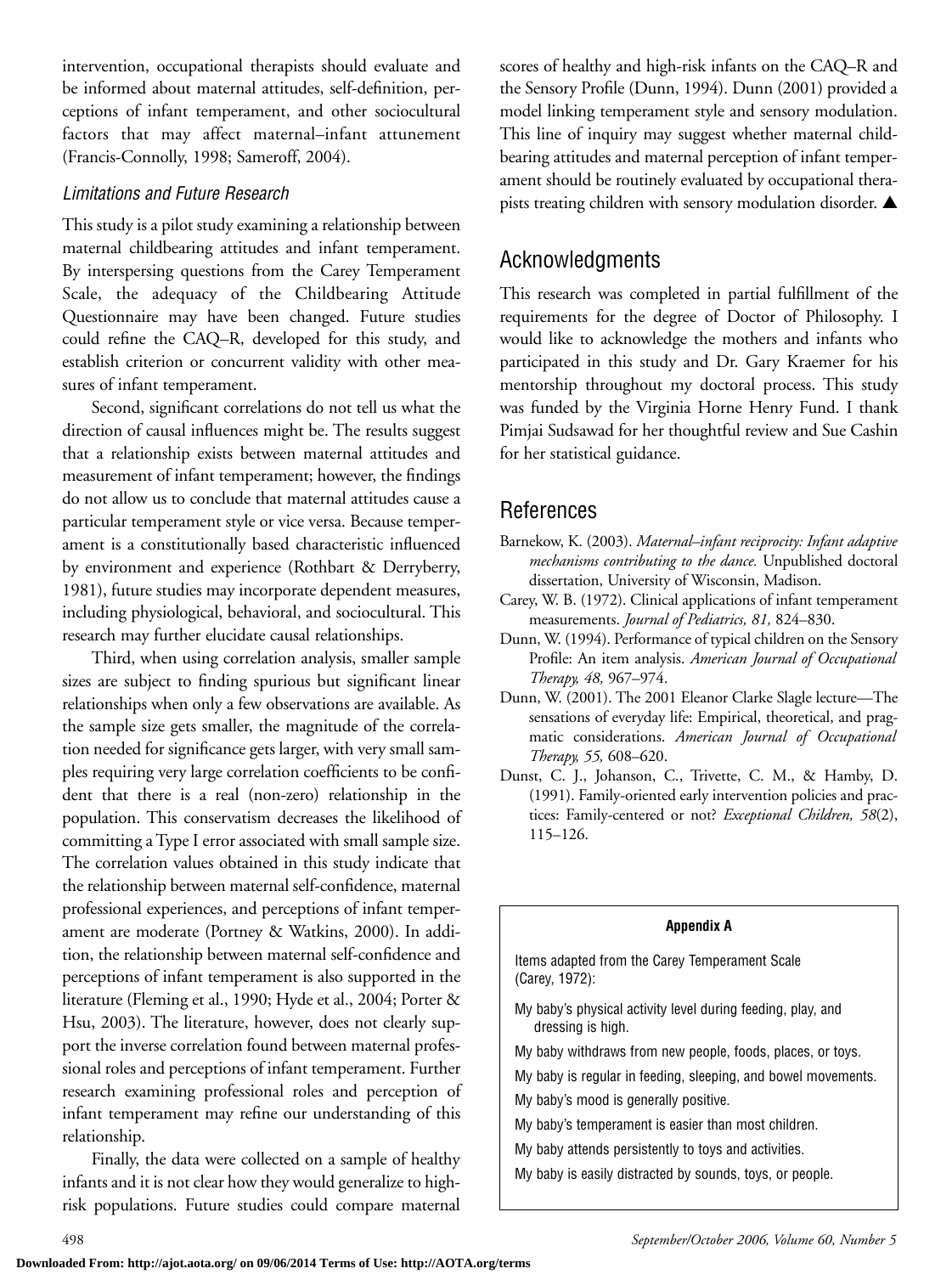intervention, occupational therapists should evaluate and be informed about maternal attitudes, self-definition, perceptions of infant temperament, and other sociocultural factors that may affect maternal–infant attunement (Francis-Connolly, 1998; Sameroff, 2004).

### *Limitations and Future Research*

This study is a pilot study examining a relationship between maternal childbearing attitudes and infant temperament. By interspersing questions from the Carey Temperament Scale, the adequacy of the Childbearing Attitude Questionnaire may have been changed. Future studies could refine the CAQ–R, developed for this study, and establish criterion or concurrent validity with other measures of infant temperament.

Second, significant correlations do not tell us what the direction of causal influences might be. The results suggest that a relationship exists between maternal attitudes and measurement of infant temperament; however, the findings do not allow us to conclude that maternal attitudes cause a particular temperament style or vice versa. Because temperament is a constitutionally based characteristic influenced by environment and experience (Rothbart & Derryberry, 1981), future studies may incorporate dependent measures, including physiological, behavioral, and sociocultural. This research may further elucidate causal relationships.

Third, when using correlation analysis, smaller sample sizes are subject to finding spurious but significant linear relationships when only a few observations are available. As the sample size gets smaller, the magnitude of the correlation needed for significance gets larger, with very small samples requiring very large correlation coefficients to be confident that there is a real (non-zero) relationship in the population. This conservatism decreases the likelihood of committing a Type I error associated with small sample size. The correlation values obtained in this study indicate that the relationship between maternal self-confidence, maternal professional experiences, and perceptions of infant temperament are moderate (Portney & Watkins, 2000). In addition, the relationship between maternal self-confidence and perceptions of infant temperament is also supported in the literature (Fleming et al., 1990; Hyde et al., 2004; Porter & Hsu, 2003). The literature, however, does not clearly support the inverse correlation found between maternal professional roles and perceptions of infant temperament. Further research examining professional roles and perception of infant temperament may refine our understanding of this relationship.

Finally, the data were collected on a sample of healthy infants and it is not clear how they would generalize to high-risk populations. Future studies could compare maternal scores of healthy and high-risk infants on the CAQ–R and the Sensory Profile (Dunn, 1994). Dunn (2001) provided a model linking temperament style and sensory modulation. This line of inquiry may suggest whether maternal childbearing attitudes and maternal perception of infant temperament should be routinely evaluated by occupational therapists treating children with sensory modulation disorder. ▲

## Acknowledgments

This research was completed in partial fulfillment of the requirements for the degree of Doctor of Philosophy. I would like to acknowledge the mothers and infants who participated in this study and Dr. Gary Kraemer for his mentorship throughout my doctoral process. This study was funded by the Virginia Horne Henry Fund. I thank Pimjai Sudsawad for her thoughtful review and Sue Cashin for her statistical guidance.

## References

Barnekow, K. (2003). *Maternal–infant reciprocity: Infant adaptive mechanisms contributing to the dance.* Unpublished doctoral dissertation, University of Wisconsin, Madison.

Carey, W. B. (1972). Clinical applications of infant temperament measurements. *Journal of Pediatrics, 81,* 824–830.

Dunn, W. (1994). Performance of typical children on the Sensory Profile: An item analysis. *American Journal of Occupational Therapy, 48,* 967–974.

Dunn, W. (2001). The 2001 Eleanor Clarke Slagle lecture—The sensations of everyday life: Empirical, theoretical, and pragmatic considerations. *American Journal of Occupational Therapy, 55,* 608–620.

Dunst, C. J., Johanson, C., Trivette, C. M., & Hamby, D. (1991). Family-oriented early intervention policies and practices: Family-centered or not? *Exceptional Children, 58*(2), 115–126.

**Appendix A**

Items adapted from the Carey Temperament Scale (Carey, 1972):

My baby's physical activity level during feeding, play, and dressing is high.

My baby withdraws from new people, foods, places, or toys.

My baby is regular in feeding, sleeping, and bowel movements.

My baby's mood is generally positive.

My baby's temperament is easier than most children.

My baby attends persistently to toys and activities.

My baby is easily distracted by sounds, toys, or people.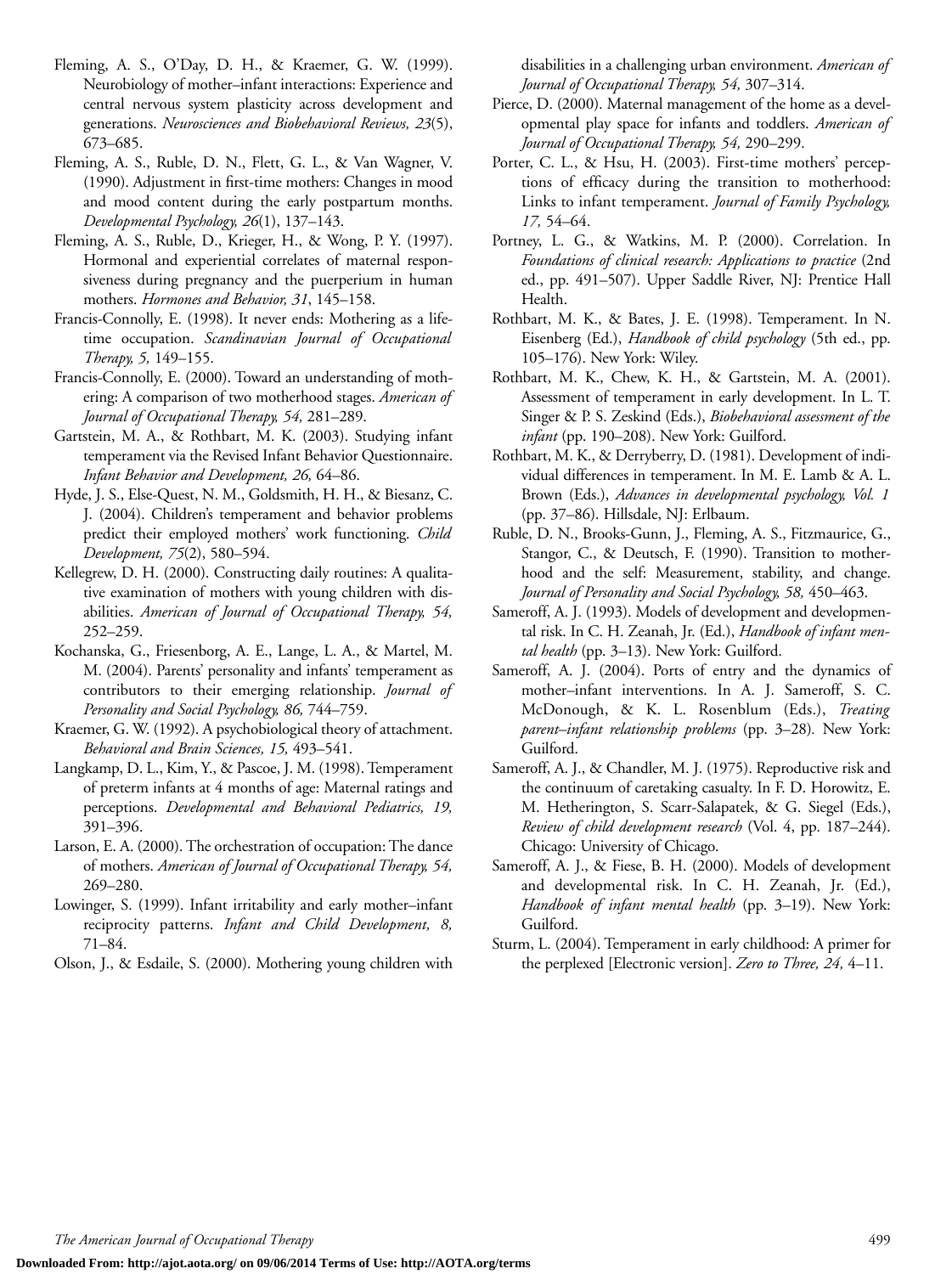Fleming, A. S., O'Day, D. H., & Kraemer, G. W. (1999). Neurobiology of mother–infant interactions: Experience and central nervous system plasticity across development and generations. *Neurosciences and Biobehavioral Reviews, 23*(5), 673–685.

Fleming, A. S., Ruble, D. N., Flett, G. L., & Van Wagner, V. (1990). Adjustment in first-time mothers: Changes in mood and mood content during the early postpartum months. *Developmental Psychology, 26*(1), 137–143.

Fleming, A. S., Ruble, D., Krieger, H., & Wong, P. Y. (1997). Hormonal and experiential correlates of maternal responsiveness during pregnancy and the puerperium in human mothers. *Hormones and Behavior, 31*, 145–158.

Francis-Connolly, E. (1998). It never ends: Mothering as a lifetime occupation. *Scandinavian Journal of Occupational Therapy, 5,* 149–155.

Francis-Connolly, E. (2000). Toward an understanding of mothering: A comparison of two motherhood stages. *American of Journal of Occupational Therapy, 54,* 281–289.

Gartstein, M. A., & Rothbart, M. K. (2003). Studying infant temperament via the Revised Infant Behavior Questionnaire. *Infant Behavior and Development, 26,* 64–86.

Hyde, J. S., Else-Quest, N. M., Goldsmith, H. H., & Biesanz, C. J. (2004). Children's temperament and behavior problems predict their employed mothers' work functioning. *Child Development, 75*(2), 580–594.

Kellegrew, D. H. (2000). Constructing daily routines: A qualitative examination of mothers with young children with disabilities. *American of Journal of Occupational Therapy, 54,* 252–259.

Kochanska, G., Friesenborg, A. E., Lange, L. A., & Martel, M. M. (2004). Parents' personality and infants' temperament as contributors to their emerging relationship. *Journal of Personality and Social Psychology, 86,* 744–759.

Kraemer, G. W. (1992). A psychobiological theory of attachment. *Behavioral and Brain Sciences, 15,* 493–541.

Langkamp, D. L., Kim, Y., & Pascoe, J. M. (1998). Temperament of preterm infants at 4 months of age: Maternal ratings and perceptions. *Developmental and Behavioral Pediatrics, 19,* 391–396.

Larson, E. A. (2000). The orchestration of occupation: The dance of mothers. *American of Journal of Occupational Therapy, 54,* 269–280.

Lowinger, S. (1999). Infant irritability and early mother–infant reciprocity patterns. *Infant and Child Development, 8,* 71–84.

Olson, J., & Esdaile, S. (2000). Mothering young children with disabilities in a challenging urban environment. *American of Journal of Occupational Therapy, 54,* 307–314.

Pierce, D. (2000). Maternal management of the home as a developmental play space for infants and toddlers. *American of Journal of Occupational Therapy, 54,* 290–299.

Porter, C. L., & Hsu, H. (2003). First-time mothers' perceptions of efficacy during the transition to motherhood: Links to infant temperament. *Journal of Family Psychology, 17,* 54–64.

Portney, L. G., & Watkins, M. P. (2000). Correlation. In *Foundations of clinical research: Applications to practice* (2nd ed., pp. 491–507). Upper Saddle River, NJ: Prentice Hall Health.

Rothbart, M. K., & Bates, J. E. (1998). Temperament. In N. Eisenberg (Ed.), *Handbook of child psychology* (5th ed., pp. 105–176). New York: Wiley.

Rothbart, M. K., Chew, K. H., & Gartstein, M. A. (2001). Assessment of temperament in early development. In L. T. Singer & P. S. Zeskind (Eds.), *Biobehavioral assessment of the infant* (pp. 190–208). New York: Guilford.

Rothbart, M. K., & Derryberry, D. (1981). Development of individual differences in temperament. In M. E. Lamb & A. L. Brown (Eds.), *Advances in developmental psychology, Vol. 1* (pp. 37–86). Hillsdale, NJ: Erlbaum.

Ruble, D. N., Brooks-Gunn, J., Fleming, A. S., Fitzmaurice, G., Stangor, C., & Deutsch, F. (1990). Transition to motherhood and the self: Measurement, stability, and change. *Journal of Personality and Social Psychology, 58,* 450–463.

Sameroff, A. J. (1993). Models of development and developmental risk. In C. H. Zeanah, Jr. (Ed.), *Handbook of infant mental health* (pp. 3–13). New York: Guilford.

Sameroff, A. J. (2004). Ports of entry and the dynamics of mother–infant interventions. In A. J. Sameroff, S. C. McDonough, & K. L. Rosenblum (Eds.), *Treating parent–infant relationship problems* (pp. 3–28)*.* New York: Guilford.

Sameroff, A. J., & Chandler, M. J. (1975). Reproductive risk and the continuum of caretaking casualty. In F. D. Horowitz, E. M. Hetherington, S. Scarr-Salapatek, & G. Siegel (Eds.), *Review of child development research* (Vol. 4, pp. 187–244). Chicago: University of Chicago.

Sameroff, A. J., & Fiese, B. H. (2000). Models of development and developmental risk. In C. H. Zeanah, Jr. (Ed.), *Handbook of infant mental health* (pp. 3–19). New York: Guilford.

Sturm, L. (2004). Temperament in early childhood: A primer for the perplexed [Electronic version]. *Zero to Three, 24,* 4–11.